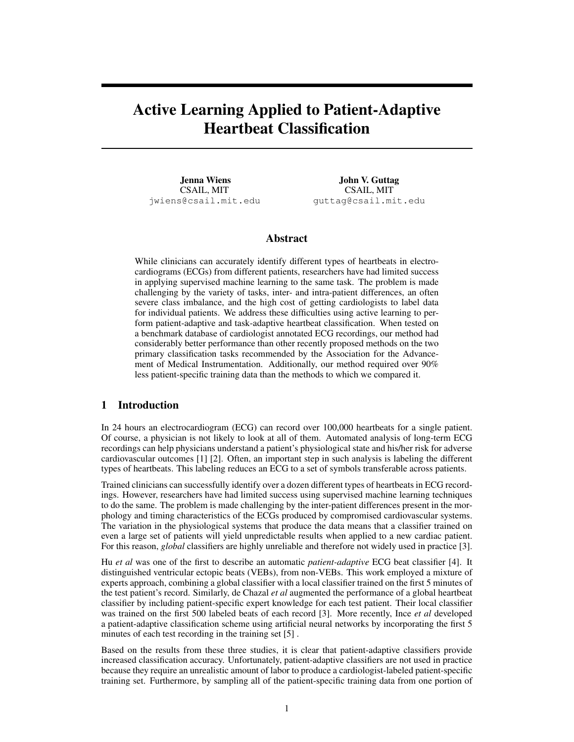# Active Learning Applied to Patient-Adaptive Heartbeat Classification

**Jenna Wiens**
CSAIL, MIT
jwiens@csail.mit.edu

**John V. Guttag**
CSAIL, MIT
guttag@csail.mit.edu

## Abstract

While clinicians can accurately identify different types of heartbeats in electrocardiograms (ECGs) from different patients, researchers have had limited success in applying supervised machine learning to the same task. The problem is made challenging by the variety of tasks, inter- and intra-patient differences, an often severe class imbalance, and the high cost of getting cardiologists to label data for individual patients. We address these difficulties using active learning to perform patient-adaptive and task-adaptive heartbeat classification. When tested on a benchmark database of cardiologist annotated ECG recordings, our method had considerably better performance than other recently proposed methods on the two primary classification tasks recommended by the Association for the Advancement of Medical Instrumentation. Additionally, our method required over 90% less patient-specific training data than the methods to which we compared it.

## 1 Introduction

In 24 hours an electrocardiogram (ECG) can record over 100,000 heartbeats for a single patient. Of course, a physician is not likely to look at all of them. Automated analysis of long-term ECG recordings can help physicians understand a patient's physiological state and his/her risk for adverse cardiovascular outcomes [1] [2]. Often, an important step in such analysis is labeling the different types of heartbeats. This labeling reduces an ECG to a set of symbols transferable across patients.

Trained clinicians can successfully identify over a dozen different types of heartbeats in ECG recordings. However, researchers have had limited success using supervised machine learning techniques to do the same. The problem is made challenging by the inter-patient differences present in the morphology and timing characteristics of the ECGs produced by compromised cardiovascular systems. The variation in the physiological systems that produce the data means that a classifier trained on even a large set of patients will yield unpredictable results when applied to a new cardiac patient. For this reason, *global* classifiers are highly unreliable and therefore not widely used in practice [3].

Hu *et al* was one of the first to describe an automatic *patient-adaptive* ECG beat classifier [4]. It distinguished ventricular ectopic beats (VEBs), from non-VEBs. This work employed a mixture of experts approach, combining a global classifier with a local classifier trained on the first 5 minutes of the test patient's record. Similarly, de Chazal *et al* augmented the performance of a global heartbeat classifier by including patient-specific expert knowledge for each test patient. Their local classifier was trained on the first 500 labeled beats of each record [3]. More recently, Ince *et al* developed a patient-adaptive classification scheme using artificial neural networks by incorporating the first 5 minutes of each test recording in the training set [5] .

Based on the results from these three studies, it is clear that patient-adaptive classifiers provide increased classification accuracy. Unfortunately, patient-adaptive classifiers are not used in practice because they require an unrealistic amount of labor to produce a cardiologist-labeled patient-specific training set. Furthermore, by sampling all of the patient-specific training data from one portion of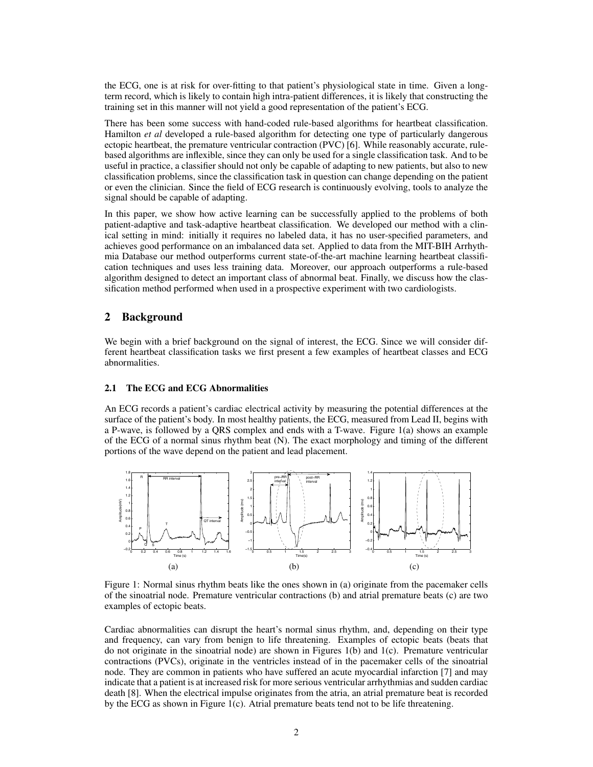the ECG, one is at risk for over-fitting to that patient's physiological state in time. Given a long-term record, which is likely to contain high intra-patient differences, it is likely that constructing the training set in this manner will not yield a good representation of the patient's ECG.

There has been some success with hand-coded rule-based algorithms for heartbeat classification. Hamilton *et al* developed a rule-based algorithm for detecting one type of particularly dangerous ectopic heartbeat, the premature ventricular contraction (PVC) [6]. While reasonably accurate, rule-based algorithms are inflexible, since they can only be used for a single classification task. And to be useful in practice, a classifier should not only be capable of adapting to new patients, but also to new classification problems, since the classification task in question can change depending on the patient or even the clinician. Since the field of ECG research is continuously evolving, tools to analyze the signal should be capable of adapting.

In this paper, we show how active learning can be successfully applied to the problems of both patient-adaptive and task-adaptive heartbeat classification. We developed our method with a clinical setting in mind: initially it requires no labeled data, it has no user-specified parameters, and achieves good performance on an imbalanced data set. Applied to data from the MIT-BIH Arrhythmia Database our method outperforms current state-of-the-art machine learning heartbeat classification techniques and uses less training data. Moreover, our approach outperforms a rule-based algorithm designed to detect an important class of abnormal beat. Finally, we discuss how the classification method performed when used in a prospective experiment with two cardiologists.

## 2 Background

We begin with a brief background on the signal of interest, the ECG. Since we will consider different heartbeat classification tasks we first present a few examples of heartbeat classes and ECG abnormalities.

### 2.1 The ECG and ECG Abnormalities

An ECG records a patient's cardiac electrical activity by measuring the potential differences at the surface of the patient's body. In most healthy patients, the ECG, measured from Lead II, begins with a P-wave, is followed by a QRS complex and ends with a T-wave. Figure 1(a) shows an example of the ECG of a normal sinus rhythm beat (N). The exact morphology and timing of the different portions of the wave depend on the patient and lead placement.

Figure 1: Normal sinus rhythm beats like the ones shown in (a) originate from the pacemaker cells of the sinoatrial node. Premature ventricular contractions (b) and atrial premature beats (c) are two examples of ectopic beats.

Cardiac abnormalities can disrupt the heart's normal sinus rhythm, and, depending on their type and frequency, can vary from benign to life threatening. Examples of ectopic beats (beats that do not originate in the sinoatrial node) are shown in Figures 1(b) and 1(c). Premature ventricular contractions (PVCs), originate in the ventricles instead of in the pacemaker cells of the sinoatrial node. They are common in patients who have suffered an acute myocardial infarction [7] and may indicate that a patient is at increased risk for more serious ventricular arrhythmias and sudden cardiac death [8]. When the electrical impulse originates from the atria, an atrial premature beat is recorded by the ECG as shown in Figure 1(c). Atrial premature beats tend not to be life threatening.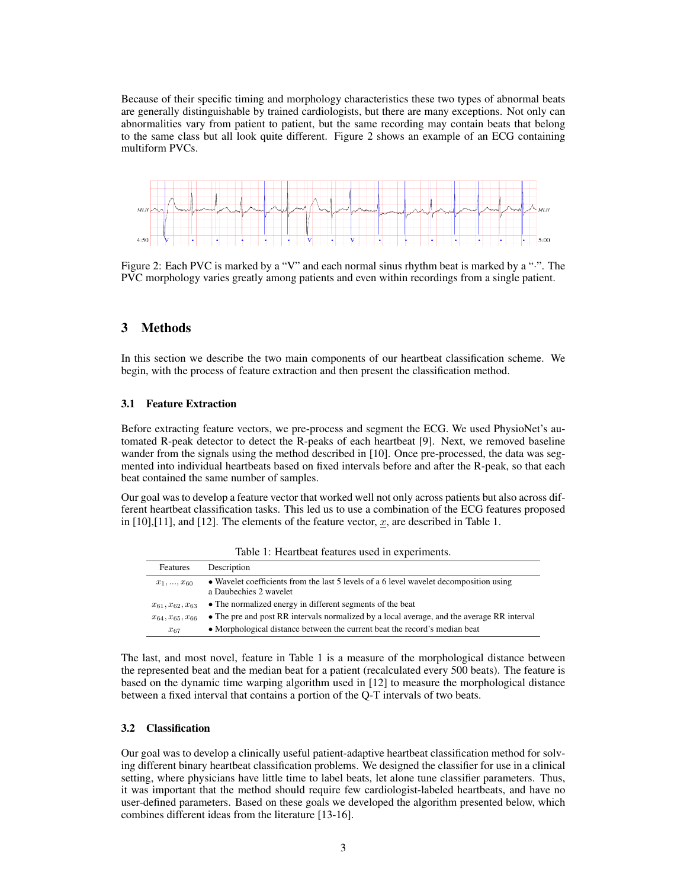Because of their specific timing and morphology characteristics these two types of abnormal beats are generally distinguishable by trained cardiologists, but there are many exceptions. Not only can abnormalities vary from patient to patient, but the same recording may contain beats that belong to the same class but all look quite different. Figure 2 shows an example of an ECG containing multiform PVCs.

Figure 2: Each PVC is marked by a "V" and each normal sinus rhythm beat is marked by a "·". The PVC morphology varies greatly among patients and even within recordings from a single patient.

## 3 Methods

In this section we describe the two main components of our heartbeat classification scheme. We begin, with the process of feature extraction and then present the classification method.

### 3.1 Feature Extraction

Before extracting feature vectors, we pre-process and segment the ECG. We used PhysioNet's automated R-peak detector to detect the R-peaks of each heartbeat [9]. Next, we removed baseline wander from the signals using the method described in [10]. Once pre-processed, the data was segmented into individual heartbeats based on fixed intervals before and after the R-peak, so that each beat contained the same number of samples.

Our goal was to develop a feature vector that worked well not only across patients but also across different heartbeat classification tasks. This led us to use a combination of the ECG features proposed in [10],[11], and [12]. The elements of the feature vector, $\underline{x}$, are described in Table 1.

Table 1: Heartbeat features used in experiments.

| Features | Description |
|---|---|
| $x_1, ..., x_{60}$ | • Wavelet coefficients from the last 5 levels of a 6 level wavelet decomposition using a Daubechies 2 wavelet |
| $x_{61}, x_{62}, x_{63}$ | • The normalized energy in different segments of the beat |
| $x_{64}, x_{65}, x_{66}$ | • The pre and post RR intervals normalized by a local average, and the average RR interval |
| $x_{67}$ | • Morphological distance between the current beat the record's median beat |

The last, and most novel, feature in Table 1 is a measure of the morphological distance between the represented beat and the median beat for a patient (recalculated every 500 beats). The feature is based on the dynamic time warping algorithm used in [12] to measure the morphological distance between a fixed interval that contains a portion of the Q-T intervals of two beats.

### 3.2 Classification

Our goal was to develop a clinically useful patient-adaptive heartbeat classification method for solving different binary heartbeat classification problems. We designed the classifier for use in a clinical setting, where physicians have little time to label beats, let alone tune classifier parameters. Thus, it was important that the method should require few cardiologist-labeled heartbeats, and have no user-defined parameters. Based on these goals we developed the algorithm presented below, which combines different ideas from the literature [13-16].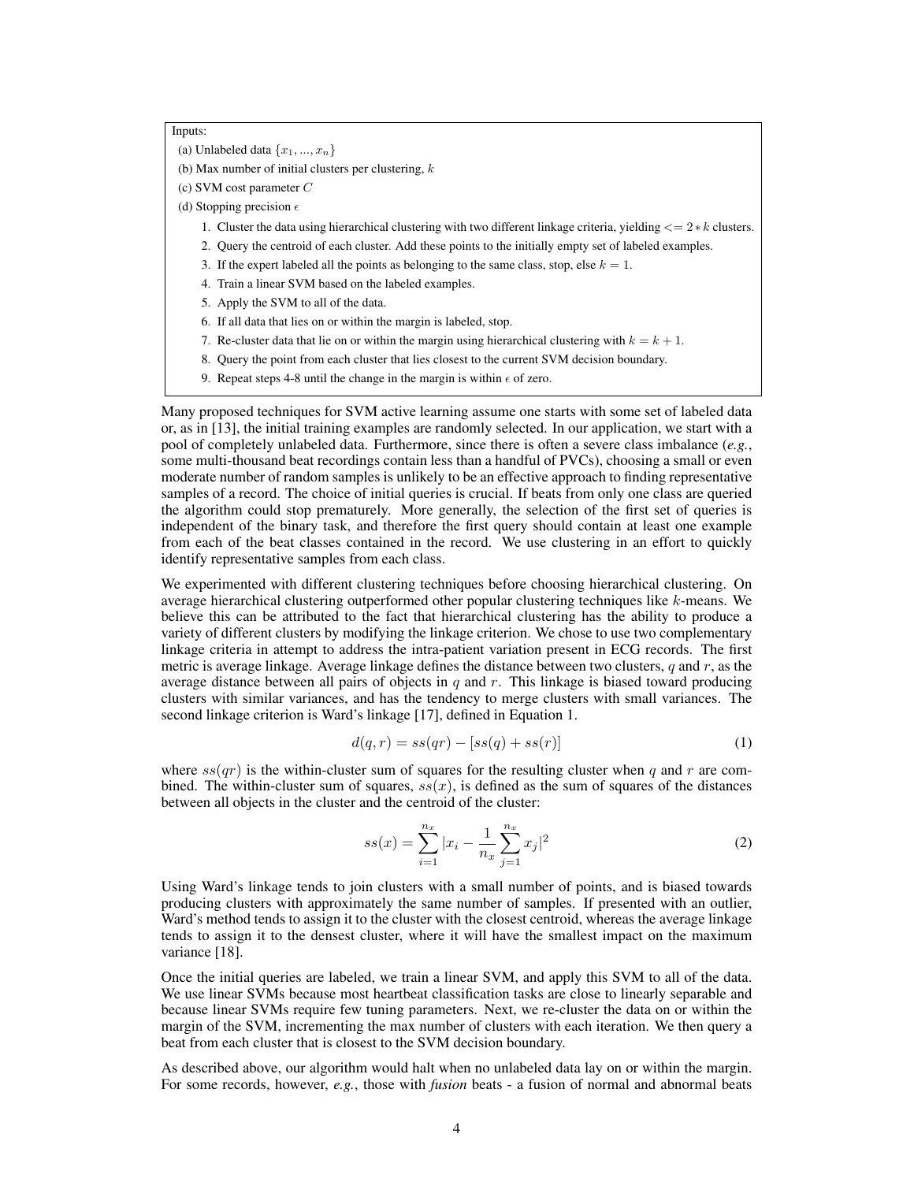Inputs:

(a) Unlabeled data $\{x_1, ..., x_n\}$

(b) Max number of initial clusters per clustering, $k$

(c) SVM cost parameter $C$

(d) Stopping precision $\epsilon$

1. Cluster the data using hierarchical clustering with two different linkage criteria, yielding $<= 2 * k$ clusters.
2. Query the centroid of each cluster. Add these points to the initially empty set of labeled examples.
3. If the expert labeled all the points as belonging to the same class, stop, else $k = 1$.
4. Train a linear SVM based on the labeled examples.
5. Apply the SVM to all of the data.
6. If all data that lies on or within the margin is labeled, stop.
7. Re-cluster data that lie on or within the margin using hierarchical clustering with $k = k + 1$.
8. Query the point from each cluster that lies closest to the current SVM decision boundary.
9. Repeat steps 4-8 until the change in the margin is within $\epsilon$ of zero.

Many proposed techniques for SVM active learning assume one starts with some set of labeled data or, as in [13], the initial training examples are randomly selected. In our application, we start with a pool of completely unlabeled data. Furthermore, since there is often a severe class imbalance (*e.g.*, some multi-thousand beat recordings contain less than a handful of PVCs), choosing a small or even moderate number of random samples is unlikely to be an effective approach to finding representative samples of a record. The choice of initial queries is crucial. If beats from only one class are queried the algorithm could stop prematurely. More generally, the selection of the first set of queries is independent of the binary task, and therefore the first query should contain at least one example from each of the beat classes contained in the record. We use clustering in an effort to quickly identify representative samples from each class.

We experimented with different clustering techniques before choosing hierarchical clustering. On average hierarchical clustering outperformed other popular clustering techniques like $k$-means. We believe this can be attributed to the fact that hierarchical clustering has the ability to produce a variety of different clusters by modifying the linkage criterion. We chose to use two complementary linkage criteria in attempt to address the intra-patient variation present in ECG records. The first metric is average linkage. Average linkage defines the distance between two clusters, $q$ and $r$, as the average distance between all pairs of objects in $q$ and $r$. This linkage is biased toward producing clusters with similar variances, and has the tendency to merge clusters with small variances. The second linkage criterion is Ward's linkage [17], defined in Equation 1.

$$d(q, r) = ss(qr) - [ss(q) + ss(r)] \tag{1}$$

where $ss(qr)$ is the within-cluster sum of squares for the resulting cluster when $q$ and $r$ are combined. The within-cluster sum of squares, $ss(x)$, is defined as the sum of squares of the distances between all objects in the cluster and the centroid of the cluster:

$$ss(x) = \sum_{i=1}^{n_x} |x_i - \frac{1}{n_x} \sum_{j=1}^{n_x} x_j|^2 \tag{2}$$

Using Ward's linkage tends to join clusters with a small number of points, and is biased towards producing clusters with approximately the same number of samples. If presented with an outlier, Ward's method tends to assign it to the cluster with the closest centroid, whereas the average linkage tends to assign it to the densest cluster, where it will have the smallest impact on the maximum variance [18].

Once the initial queries are labeled, we train a linear SVM, and apply this SVM to all of the data. We use linear SVMs because most heartbeat classification tasks are close to linearly separable and because linear SVMs require few tuning parameters. Next, we re-cluster the data on or within the margin of the SVM, incrementing the max number of clusters with each iteration. We then query a beat from each cluster that is closest to the SVM decision boundary.

As described above, our algorithm would halt when no unlabeled data lay on or within the margin. For some records, however, *e.g.*, those with *fusion* beats - a fusion of normal and abnormal beats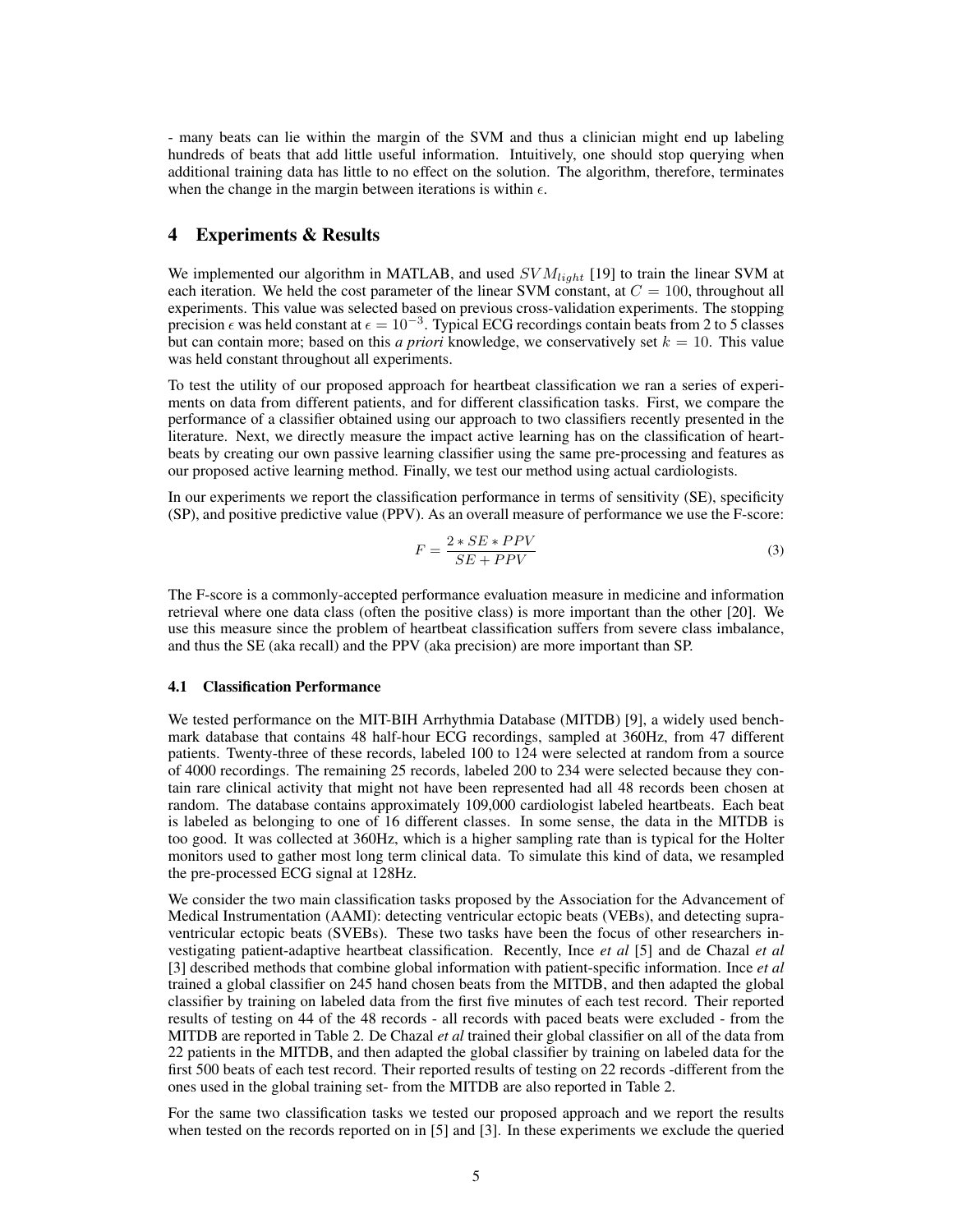- many beats can lie within the margin of the SVM and thus a clinician might end up labeling hundreds of beats that add little useful information. Intuitively, one should stop querying when additional training data has little to no effect on the solution. The algorithm, therefore, terminates when the change in the margin between iterations is within $\epsilon$.

## 4 Experiments & Results

We implemented our algorithm in MATLAB, and used $SVM_{light}$ [19] to train the linear SVM at each iteration. We held the cost parameter of the linear SVM constant, at $C = 100$, throughout all experiments. This value was selected based on previous cross-validation experiments. The stopping precision $\epsilon$ was held constant at $\epsilon = 10^{-3}$. Typical ECG recordings contain beats from 2 to 5 classes but can contain more; based on this *a priori* knowledge, we conservatively set $k = 10$. This value was held constant throughout all experiments.

To test the utility of our proposed approach for heartbeat classification we ran a series of experiments on data from different patients, and for different classification tasks. First, we compare the performance of a classifier obtained using our approach to two classifiers recently presented in the literature. Next, we directly measure the impact active learning has on the classification of heartbeats by creating our own passive learning classifier using the same pre-processing and features as our proposed active learning method. Finally, we test our method using actual cardiologists.

In our experiments we report the classification performance in terms of sensitivity (SE), specificity (SP), and positive predictive value (PPV). As an overall measure of performance we use the F-score:

$$F = \frac{2 * SE * PPV}{SE + PPV} \tag{3}$$

The F-score is a commonly-accepted performance evaluation measure in medicine and information retrieval where one data class (often the positive class) is more important than the other [20]. We use this measure since the problem of heartbeat classification suffers from severe class imbalance, and thus the SE (aka recall) and the PPV (aka precision) are more important than SP.

### 4.1 Classification Performance

We tested performance on the MIT-BIH Arrhythmia Database (MITDB) [9], a widely used benchmark database that contains 48 half-hour ECG recordings, sampled at 360Hz, from 47 different patients. Twenty-three of these records, labeled 100 to 124 were selected at random from a source of 4000 recordings. The remaining 25 records, labeled 200 to 234 were selected because they contain rare clinical activity that might not have been represented had all 48 records been chosen at random. The database contains approximately 109,000 cardiologist labeled heartbeats. Each beat is labeled as belonging to one of 16 different classes. In some sense, the data in the MITDB is too good. It was collected at 360Hz, which is a higher sampling rate than is typical for the Holter monitors used to gather most long term clinical data. To simulate this kind of data, we resampled the pre-processed ECG signal at 128Hz.

We consider the two main classification tasks proposed by the Association for the Advancement of Medical Instrumentation (AAMI): detecting ventricular ectopic beats (VEBs), and detecting supraventricular ectopic beats (SVEBs). These two tasks have been the focus of other researchers investigating patient-adaptive heartbeat classification. Recently, Ince *et al* [5] and de Chazal *et al* [3] described methods that combine global information with patient-specific information. Ince *et al* trained a global classifier on 245 hand chosen beats from the MITDB, and then adapted the global classifier by training on labeled data from the first five minutes of each test record. Their reported results of testing on 44 of the 48 records - all records with paced beats were excluded - from the MITDB are reported in Table 2. De Chazal *et al* trained their global classifier on all of the data from 22 patients in the MITDB, and then adapted the global classifier by training on labeled data for the first 500 beats of each test record. Their reported results of testing on 22 records -different from the ones used in the global training set- from the MITDB are also reported in Table 2.

For the same two classification tasks we tested our proposed approach and we report the results when tested on the records reported on in [5] and [3]. In these experiments we exclude the queried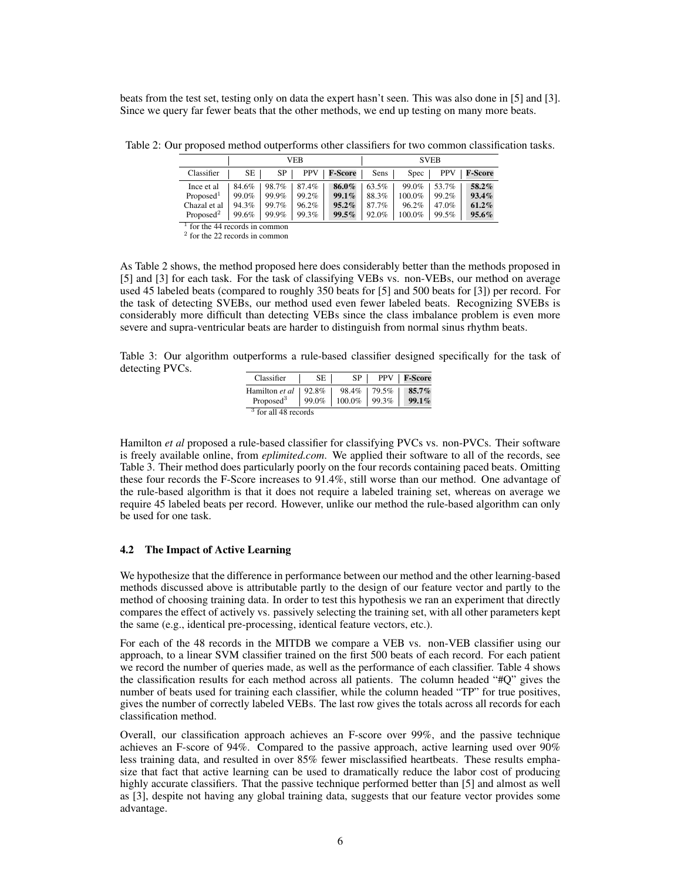beats from the test set, testing only on data the expert hasn't seen. This was also done in [5] and [3]. Since we query far fewer beats that the other methods, we end up testing on many more beats.

Table 2: Our proposed method outperforms other classifiers for two common classification tasks.

| | VEB | | | | SVEB | | | |
|---|---|---|---|---|---|---|---|---|
| Classifier | SE | SP | PPV | **F-Score** | Sens | Spec | PPV | **F-Score** |
| Ince et al | 84.6% | 98.7% | 87.4% | **86.0%** | 63.5% | 99.0% | 53.7% | **58.2%** |
| Proposed[1] | 99.0% | 99.9% | 99.2% | **99.1%** | 88.3% | 100.0% | 99.2% | **93.4%** |
| Chazal et al | 94.3% | 99.7% | 96.2% | **95.2%** | 87.7% | 96.2% | 47.0% | **61.2%** |
| Proposed[2] | 99.6% | 99.9% | 99.3% | **99.5%** | 92.0% | 100.0% | 99.5% | **95.6%** |

[1] for the 44 records in common
[2] for the 22 records in common

As Table 2 shows, the method proposed here does considerably better than the methods proposed in [5] and [3] for each task. For the task of classifying VEBs vs. non-VEBs, our method on average used 45 labeled beats (compared to roughly 350 beats for [5] and 500 beats for [3]) per record. For the task of detecting SVEBs, our method used even fewer labeled beats. Recognizing SVEBs is considerably more difficult than detecting VEBs since the class imbalance problem is even more severe and supra-ventricular beats are harder to distinguish from normal sinus rhythm beats.

Table 3: Our algorithm outperforms a rule-based classifier designed specifically for the task of detecting PVCs.

| Classifier | SE | SP | PPV | **F-Score** |
|---|---|---|---|---|
| Hamilton *et al* | 92.8% | 98.4% | 79.5% | **85.7%** |
| Proposed[3] | 99.0% | 100.0% | 99.3% | **99.1%** |

[3] for all 48 records

Hamilton *et al* proposed a rule-based classifier for classifying PVCs vs. non-PVCs. Their software is freely available online, from *eplimited.com*. We applied their software to all of the records, see Table 3. Their method does particularly poorly on the four records containing paced beats. Omitting these four records the F-Score increases to 91.4%, still worse than our method. One advantage of the rule-based algorithm is that it does not require a labeled training set, whereas on average we require 45 labeled beats per record. However, unlike our method the rule-based algorithm can only be used for one task.

### 4.2 The Impact of Active Learning

We hypothesize that the difference in performance between our method and the other learning-based methods discussed above is attributable partly to the design of our feature vector and partly to the method of choosing training data. In order to test this hypothesis we ran an experiment that directly compares the effect of actively vs. passively selecting the training set, with all other parameters kept the same (e.g., identical pre-processing, identical feature vectors, etc.).

For each of the 48 records in the MITDB we compare a VEB vs. non-VEB classifier using our approach, to a linear SVM classifier trained on the first 500 beats of each record. For each patient we record the number of queries made, as well as the performance of each classifier. Table 4 shows the classification results for each method across all patients. The column headed "#Q" gives the number of beats used for training each classifier, while the column headed "TP" for true positives, gives the number of correctly labeled VEBs. The last row gives the totals across all records for each classification method.

Overall, our classification approach achieves an F-score over 99%, and the passive technique achieves an F-score of 94%. Compared to the passive approach, active learning used over 90% less training data, and resulted in over 85% fewer misclassified heartbeats. These results emphasize that fact that active learning can be used to dramatically reduce the labor cost of producing highly accurate classifiers. That the passive technique performed better than [5] and almost as well as [3], despite not having any global training data, suggests that our feature vector provides some advantage.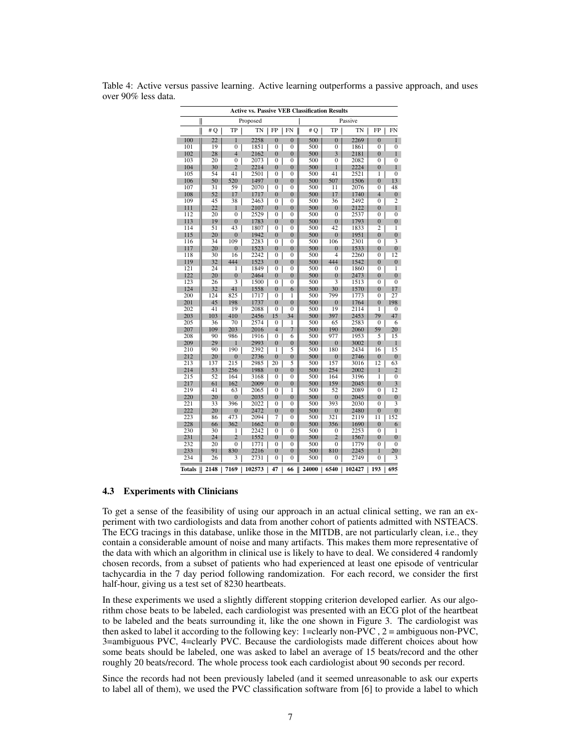Table 4: Active versus passive learning. Active learning outperforms a passive approach, and uses over 90% less data.

| Active vs. Passive VEB Classification Results | | | | | | | | | | |
|---|---|---|---|---|---|---|---|---|---|---|
| | Proposed | | | | | Passive | | | | |
| | # Q | TP | TN | FP | FN | # Q | TP | TN | FP | FN |
| 100 | 22 | 1 | 2258 | 0 | 0 | 500 | 0 | 2269 | 0 | 1 |
| 101 | 19 | 0 | 1851 | 0 | 0 | 500 | 0 | 1861 | 0 | 0 |
| 102 | 28 | 4 | 2162 | 0 | 0 | 500 | 3 | 2181 | 0 | 1 |
| 103 | 20 | 0 | 2073 | 0 | 0 | 500 | 0 | 2082 | 0 | 0 |
| 104 | 30 | 2 | 2214 | 0 | 0 | 500 | 1 | 2224 | 0 | 1 |
| 105 | 54 | 41 | 2501 | 0 | 0 | 500 | 41 | 2521 | 1 | 0 |
| 106 | 50 | 520 | 1497 | 0 | 0 | 500 | 507 | 1506 | 0 | 13 |
| 107 | 31 | 59 | 2070 | 0 | 0 | 500 | 11 | 2076 | 0 | 48 |
| 108 | 52 | 17 | 1717 | 0 | 0 | 500 | 17 | 1740 | 4 | 0 |
| 109 | 45 | 38 | 2463 | 0 | 0 | 500 | 36 | 2492 | 0 | 2 |
| 111 | 22 | 1 | 2107 | 0 | 0 | 500 | 0 | 2122 | 0 | 1 |
| 112 | 20 | 0 | 2529 | 0 | 0 | 500 | 0 | 2537 | 0 | 0 |
| 113 | 19 | 0 | 1783 | 0 | 0 | 500 | 0 | 1793 | 0 | 0 |
| 114 | 51 | 43 | 1807 | 0 | 0 | 500 | 42 | 1833 | 2 | 1 |
| 115 | 20 | 0 | 1942 | 0 | 0 | 500 | 0 | 1951 | 0 | 0 |
| 116 | 34 | 109 | 2283 | 0 | 0 | 500 | 106 | 2301 | 0 | 3 |
| 117 | 20 | 0 | 1523 | 0 | 0 | 500 | 0 | 1533 | 0 | 0 |
| 118 | 30 | 16 | 2242 | 0 | 0 | 500 | 4 | 2260 | 0 | 12 |
| 119 | 32 | 444 | 1523 | 0 | 0 | 500 | 444 | 1542 | 0 | 0 |
| 121 | 24 | 1 | 1849 | 0 | 0 | 500 | 0 | 1860 | 0 | 1 |
| 122 | 20 | 0 | 2464 | 0 | 0 | 500 | 0 | 2473 | 0 | 0 |
| 123 | 26 | 3 | 1500 | 0 | 0 | 500 | 3 | 1513 | 0 | 0 |
| 124 | 32 | 41 | 1558 | 0 | 6 | 500 | 30 | 1570 | 0 | 17 |
| 200 | 124 | 825 | 1717 | 0 | 1 | 500 | 799 | 1773 | 0 | 27 |
| 201 | 45 | 198 | 1737 | 0 | 0 | 500 | 0 | 1764 | 0 | 198 |
| 202 | 41 | 19 | 2088 | 0 | 0 | 500 | 19 | 2114 | 1 | 0 |
| 203 | 103 | 410 | 2456 | 15 | 34 | 500 | 397 | 2453 | 79 | 47 |
| 205 | 36 | 70 | 2574 | 0 | 1 | 500 | 65 | 2583 | 0 | 6 |
| 207 | 109 | 203 | 2016 | 4 | 7 | 500 | 190 | 2060 | 59 | 20 |
| 208 | 90 | 986 | 1916 | 0 | 6 | 500 | 977 | 1953 | 5 | 15 |
| 209 | 29 | 1 | 2993 | 0 | 0 | 500 | 0 | 3002 | 0 | 1 |
| 210 | 90 | 190 | 2392 | 1 | 5 | 500 | 180 | 2434 | 16 | 15 |
| 212 | 20 | 0 | 2736 | 0 | 0 | 500 | 0 | 2746 | 0 | 0 |
| 213 | 137 | 215 | 2985 | 20 | 5 | 500 | 157 | 3016 | 12 | 63 |
| 214 | 53 | 256 | 1988 | 0 | 0 | 500 | 254 | 2002 | 1 | 2 |
| 215 | 52 | 164 | 3168 | 0 | 0 | 500 | 164 | 3196 | 1 | 0 |
| 217 | 61 | 162 | 2009 | 0 | 0 | 500 | 159 | 2045 | 0 | 3 |
| 219 | 41 | 63 | 2065 | 0 | 1 | 500 | 52 | 2089 | 0 | 12 |
| 220 | 20 | 0 | 2035 | 0 | 0 | 500 | 0 | 2045 | 0 | 0 |
| 221 | 33 | 396 | 2022 | 0 | 0 | 500 | 393 | 2030 | 0 | 3 |
| 222 | 20 | 0 | 2472 | 0 | 0 | 500 | 0 | 2480 | 0 | 0 |
| 223 | 86 | 473 | 2094 | 7 | 0 | 500 | 321 | 2119 | 11 | 152 |
| 228 | 66 | 362 | 1662 | 0 | 0 | 500 | 356 | 1690 | 0 | 6 |
| 230 | 30 | 1 | 2242 | 0 | 0 | 500 | 0 | 2253 | 0 | 1 |
| 231 | 24 | 2 | 1552 | 0 | 0 | 500 | 2 | 1567 | 0 | 0 |
| 232 | 20 | 0 | 1771 | 0 | 0 | 500 | 0 | 1779 | 0 | 0 |
| 233 | 91 | 830 | 2216 | 0 | 0 | 500 | 810 | 2245 | 1 | 20 |
| 234 | 26 | 3 | 2731 | 0 | 0 | 500 | 0 | 2749 | 0 | 3 |
| **Totals** | **2148** | **7169** | **102573** | **47** | **66** | **24000** | **6540** | **102427** | **193** | **695** |

### 4.3 Experiments with Clinicians

To get a sense of the feasibility of using our approach in an actual clinical setting, we ran an experiment with two cardiologists and data from another cohort of patients admitted with NSTEACS. The ECG tracings in this database, unlike those in the MITDB, are not particularly clean, i.e., they contain a considerable amount of noise and many artifacts. This makes them more representative of the data with which an algorithm in clinical use is likely to have to deal. We considered 4 randomly chosen records, from a subset of patients who had experienced at least one episode of ventricular tachycardia in the 7 day period following randomization. For each record, we consider the first half-hour, giving us a test set of 8230 heartbeats.

In these experiments we used a slightly different stopping criterion developed earlier. As our algorithm chose beats to be labeled, each cardiologist was presented with an ECG plot of the heartbeat to be labeled and the beats surrounding it, like the one shown in Figure 3. The cardiologist was then asked to label it according to the following key: 1=clearly non-PVC , 2 = ambiguous non-PVC, 3=ambiguous PVC, 4=clearly PVC. Because the cardiologists made different choices about how some beats should be labeled, one was asked to label an average of 15 beats/record and the other roughly 20 beats/record. The whole process took each cardiologist about 90 seconds per record.

Since the records had not been previously labeled (and it seemed unreasonable to ask our experts to label all of them), we used the PVC classification software from [6] to provide a label to which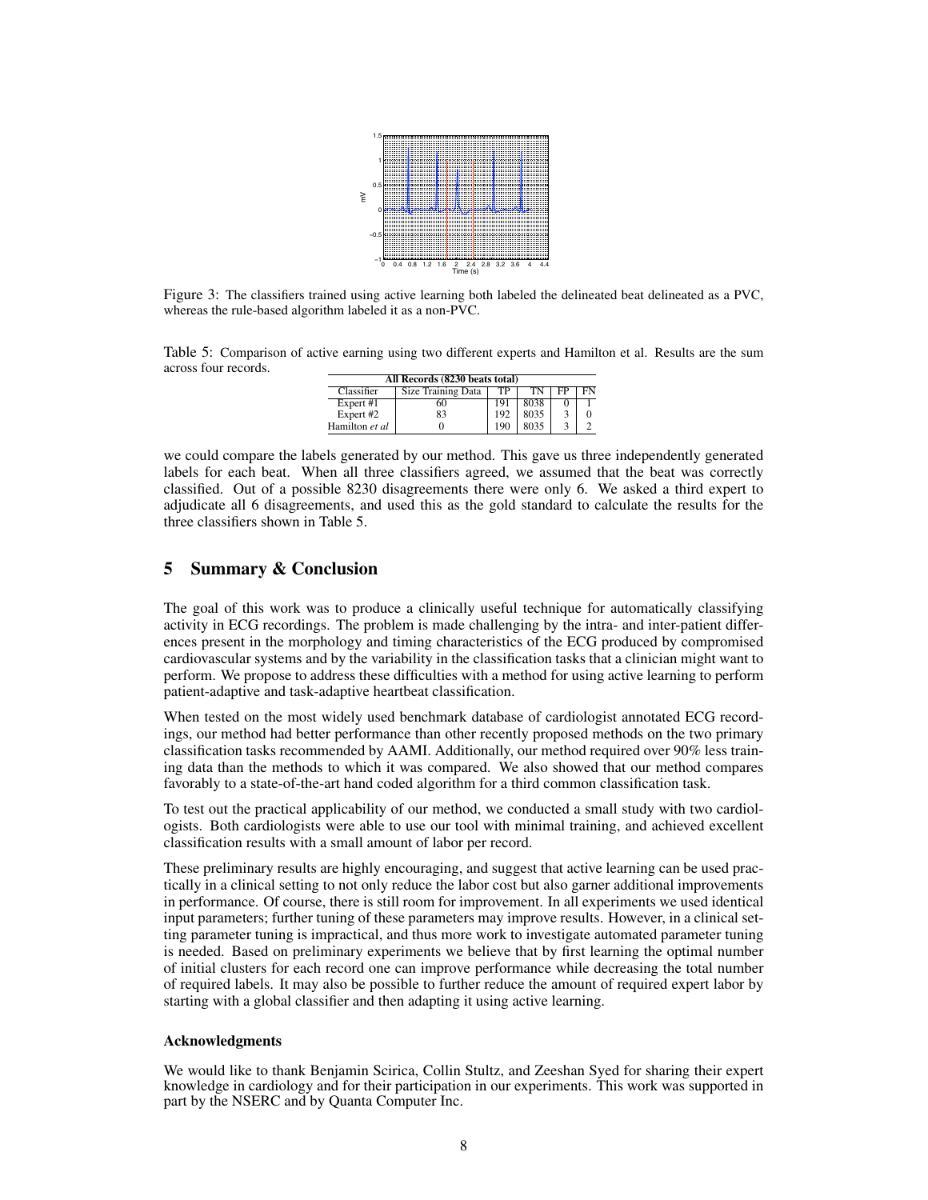Figure 3: The classifiers trained using active learning both labeled the delineated beat delineated as a PVC, whereas the rule-based algorithm labeled it as a non-PVC.

Table 5: Comparison of active earning using two different experts and Hamilton et al. Results are the sum across four records.

| All Records (8230 beats total) | | | | | |
|---|---|---|---|---|---|
| Classifier | Size Training Data | TP | TN | FP | FN |
| Expert #1 | 60 | 191 | 8038 | 0 | 1 |
| Expert #2 | 83 | 192 | 8035 | 3 | 0 |
| Hamilton *et al* | 0 | 190 | 8035 | 3 | 2 |

we could compare the labels generated by our method. This gave us three independently generated labels for each beat. When all three classifiers agreed, we assumed that the beat was correctly classified. Out of a possible 8230 disagreements there were only 6. We asked a third expert to adjudicate all 6 disagreements, and used this as the gold standard to calculate the results for the three classifiers shown in Table 5.

## 5 Summary & Conclusion

The goal of this work was to produce a clinically useful technique for automatically classifying activity in ECG recordings. The problem is made challenging by the intra- and inter-patient differences present in the morphology and timing characteristics of the ECG produced by compromised cardiovascular systems and by the variability in the classification tasks that a clinician might want to perform. We propose to address these difficulties with a method for using active learning to perform patient-adaptive and task-adaptive heartbeat classification.

When tested on the most widely used benchmark database of cardiologist annotated ECG recordings, our method had better performance than other recently proposed methods on the two primary classification tasks recommended by AAMI. Additionally, our method required over 90% less training data than the methods to which it was compared. We also showed that our method compares favorably to a state-of-the-art hand coded algorithm for a third common classification task.

To test out the practical applicability of our method, we conducted a small study with two cardiologists. Both cardiologists were able to use our tool with minimal training, and achieved excellent classification results with a small amount of labor per record.

These preliminary results are highly encouraging, and suggest that active learning can be used practically in a clinical setting to not only reduce the labor cost but also garner additional improvements in performance. Of course, there is still room for improvement. In all experiments we used identical input parameters; further tuning of these parameters may improve results. However, in a clinical setting parameter tuning is impractical, and thus more work to investigate automated parameter tuning is needed. Based on preliminary experiments we believe that by first learning the optimal number of initial clusters for each record one can improve performance while decreasing the total number of required labels. It may also be possible to further reduce the amount of required expert labor by starting with a global classifier and then adapting it using active learning.

#### Acknowledgments

We would like to thank Benjamin Scirica, Collin Stultz, and Zeeshan Syed for sharing their expert knowledge in cardiology and for their participation in our experiments. This work was supported in part by the NSERC and by Quanta Computer Inc.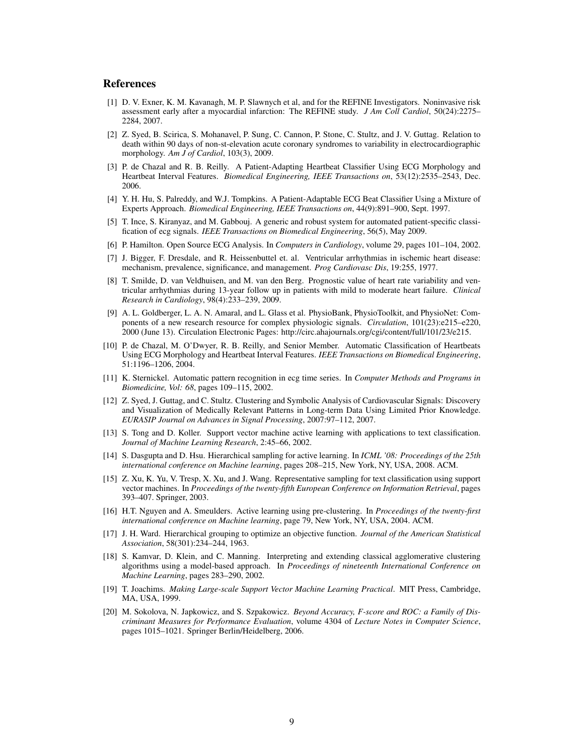## References

[1] D. V. Exner, K. M. Kavanagh, M. P. Slawnych et al, and for the REFINE Investigators. Noninvasive risk assessment early after a myocardial infarction: The REFINE study. *J Am Coll Cardiol*, 50(24):2275–2284, 2007.

[2] Z. Syed, B. Scirica, S. Mohanavel, P. Sung, C. Cannon, P. Stone, C. Stultz, and J. V. Guttag. Relation to death within 90 days of non-st-elevation acute coronary syndromes to variability in electrocardiographic morphology. *Am J of Cardiol*, 103(3), 2009.

[3] P. de Chazal and R. B. Reilly. A Patient-Adapting Heartbeat Classifier Using ECG Morphology and Heartbeat Interval Features. *Biomedical Engineering, IEEE Transactions on*, 53(12):2535–2543, Dec. 2006.

[4] Y. H. Hu, S. Palreddy, and W.J. Tompkins. A Patient-Adaptable ECG Beat Classifier Using a Mixture of Experts Approach. *Biomedical Engineering, IEEE Transactions on*, 44(9):891–900, Sept. 1997.

[5] T. Ince, S. Kiranyaz, and M. Gabbouj. A generic and robust system for automated patient-specific classification of ecg signals. *IEEE Transactions on Biomedical Engineering*, 56(5), May 2009.

[6] P. Hamilton. Open Source ECG Analysis. In *Computers in Cardiology*, volume 29, pages 101–104, 2002.

[7] J. Bigger, F. Dresdale, and R. Heissenbuttel et. al. Ventricular arrhythmias in ischemic heart disease: mechanism, prevalence, significance, and management. *Prog Cardiovasc Dis*, 19:255, 1977.

[8] T. Smilde, D. van Veldhuisen, and M. van den Berg. Prognostic value of heart rate variability and ventricular arrhythmias during 13-year follow up in patients with mild to moderate heart failure. *Clinical Research in Cardiology*, 98(4):233–239, 2009.

[9] A. L. Goldberger, L. A. N. Amaral, and L. Glass et al. PhysioBank, PhysioToolkit, and PhysioNet: Components of a new research resource for complex physiologic signals. *Circulation*, 101(23):e215–e220, 2000 (June 13). Circulation Electronic Pages: http://circ.ahajournals.org/cgi/content/full/101/23/e215.

[10] P. de Chazal, M. O'Dwyer, R. B. Reilly, and Senior Member. Automatic Classification of Heartbeats Using ECG Morphology and Heartbeat Interval Features. *IEEE Transactions on Biomedical Engineering*, 51:1196–1206, 2004.

[11] K. Sternickel. Automatic pattern recognition in ecg time series. In *Computer Methods and Programs in Biomedicine, Vol: 68*, pages 109–115, 2002.

[12] Z. Syed, J. Guttag, and C. Stultz. Clustering and Symbolic Analysis of Cardiovascular Signals: Discovery and Visualization of Medically Relevant Patterns in Long-term Data Using Limited Prior Knowledge. *EURASIP Journal on Advances in Signal Processing*, 2007:97–112, 2007.

[13] S. Tong and D. Koller. Support vector machine active learning with applications to text classification. *Journal of Machine Learning Research*, 2:45–66, 2002.

[14] S. Dasgupta and D. Hsu. Hierarchical sampling for active learning. In *ICML '08: Proceedings of the 25th international conference on Machine learning*, pages 208–215, New York, NY, USA, 2008. ACM.

[15] Z. Xu, K. Yu, V. Tresp, X. Xu, and J. Wang. Representative sampling for text classification using support vector machines. In *Proceedings of the twenty-fifth European Conference on Information Retrieval*, pages 393–407. Springer, 2003.

[16] H.T. Nguyen and A. Smeulders. Active learning using pre-clustering. In *Proceedings of the twenty-first international conference on Machine learning*, page 79, New York, NY, USA, 2004. ACM.

[17] J. H. Ward. Hierarchical grouping to optimize an objective function. *Journal of the American Statistical Association*, 58(301):234–244, 1963.

[18] S. Kamvar, D. Klein, and C. Manning. Interpreting and extending classical agglomerative clustering algorithms using a model-based approach. In *Proceedings of nineteenth International Conference on Machine Learning*, pages 283–290, 2002.

[19] T. Joachims. *Making Large-scale Support Vector Machine Learning Practical*. MIT Press, Cambridge, MA, USA, 1999.

[20] M. Sokolova, N. Japkowicz, and S. Szpakowicz. *Beyond Accuracy, F-score and ROC: a Family of Discriminant Measures for Performance Evaluation*, volume 4304 of *Lecture Notes in Computer Science*, pages 1015–1021. Springer Berlin/Heidelberg, 2006.